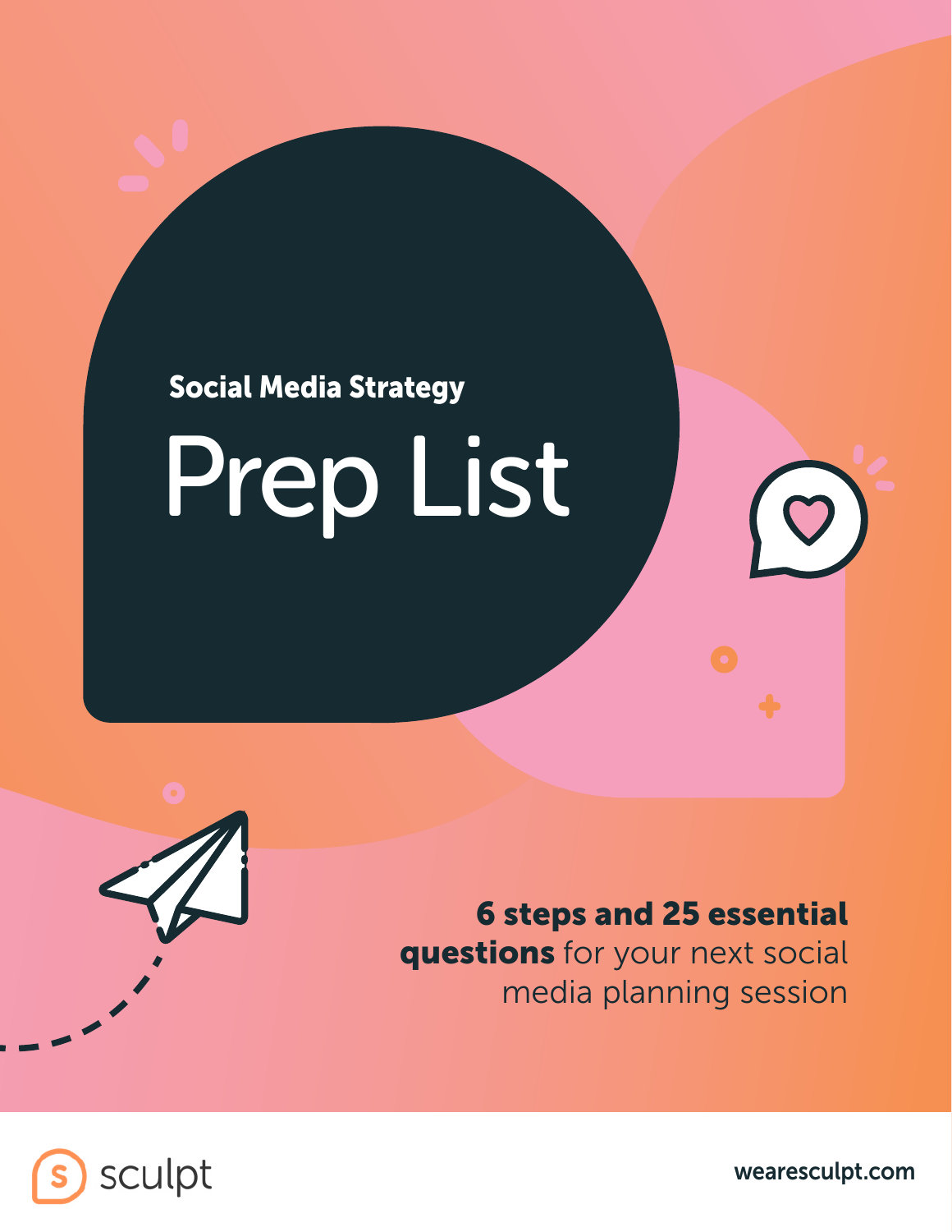## Social Media Strategy

# Prep List

**6 steps and 25 essential questions** for your next social media planning session

sculpt

wearesculpt.com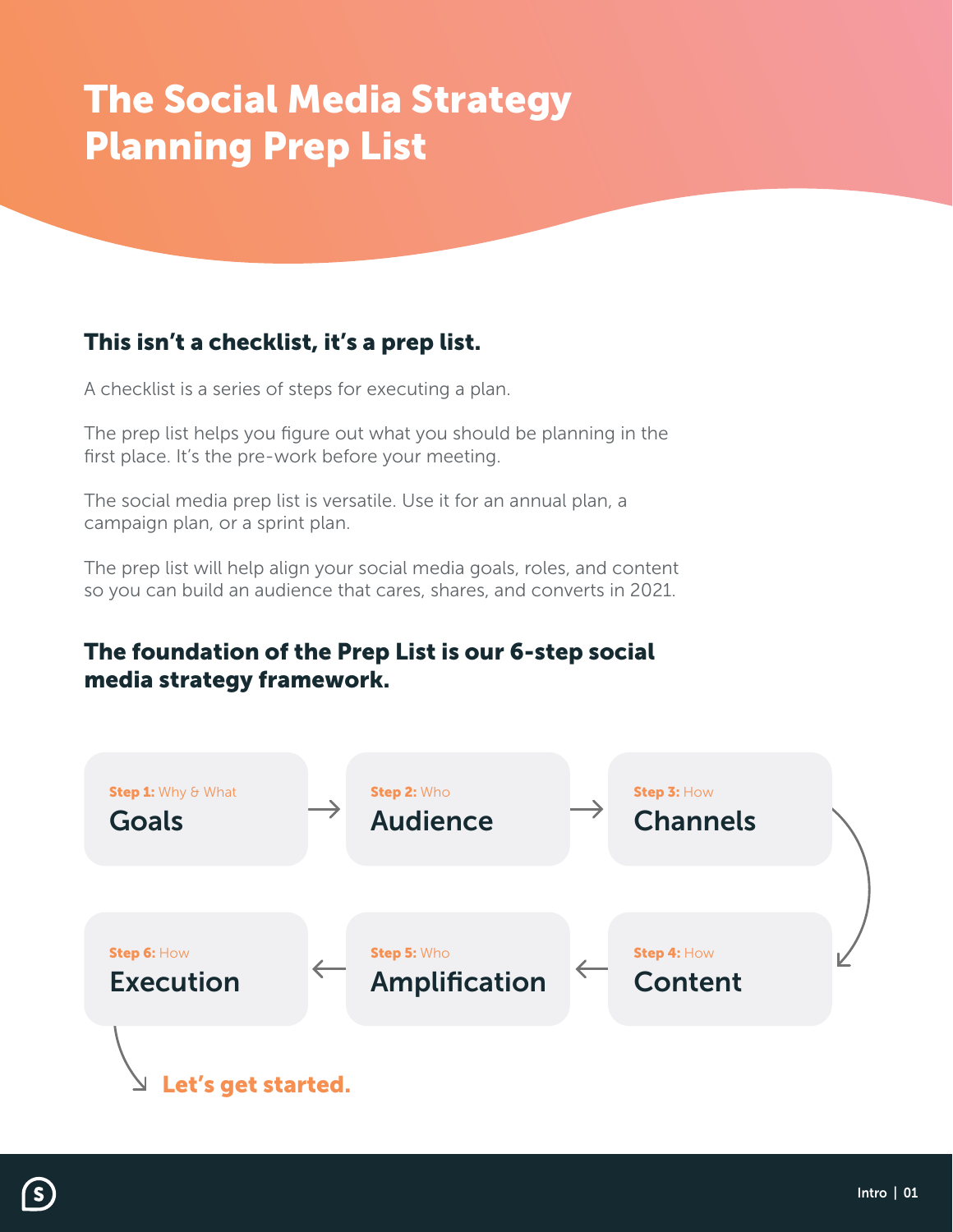# The Social Media Strategy Planning Prep List

## This isn't a checklist, it's a prep list.

A checklist is a series of steps for executing a plan.

The prep list helps you figure out what you should be planning in the first place. It's the pre-work before your meeting.

The social media prep list is versatile. Use it for an annual plan, a campaign plan, or a sprint plan.

The prep list will help align your social media goals, roles, and content so you can build an audience that cares, shares, and converts in 2021.

## The foundation of the Prep List is our 6-step social media strategy framework.

**Step 1:** Why & What
**Goals**

**Step 2:** Who
**Audience**

**Step 3:** How
**Channels**

**Step 4:** How
**Content**

**Step 5:** Who
**Amplification**

**Step 6:** How
**Execution**

**Let's get started.**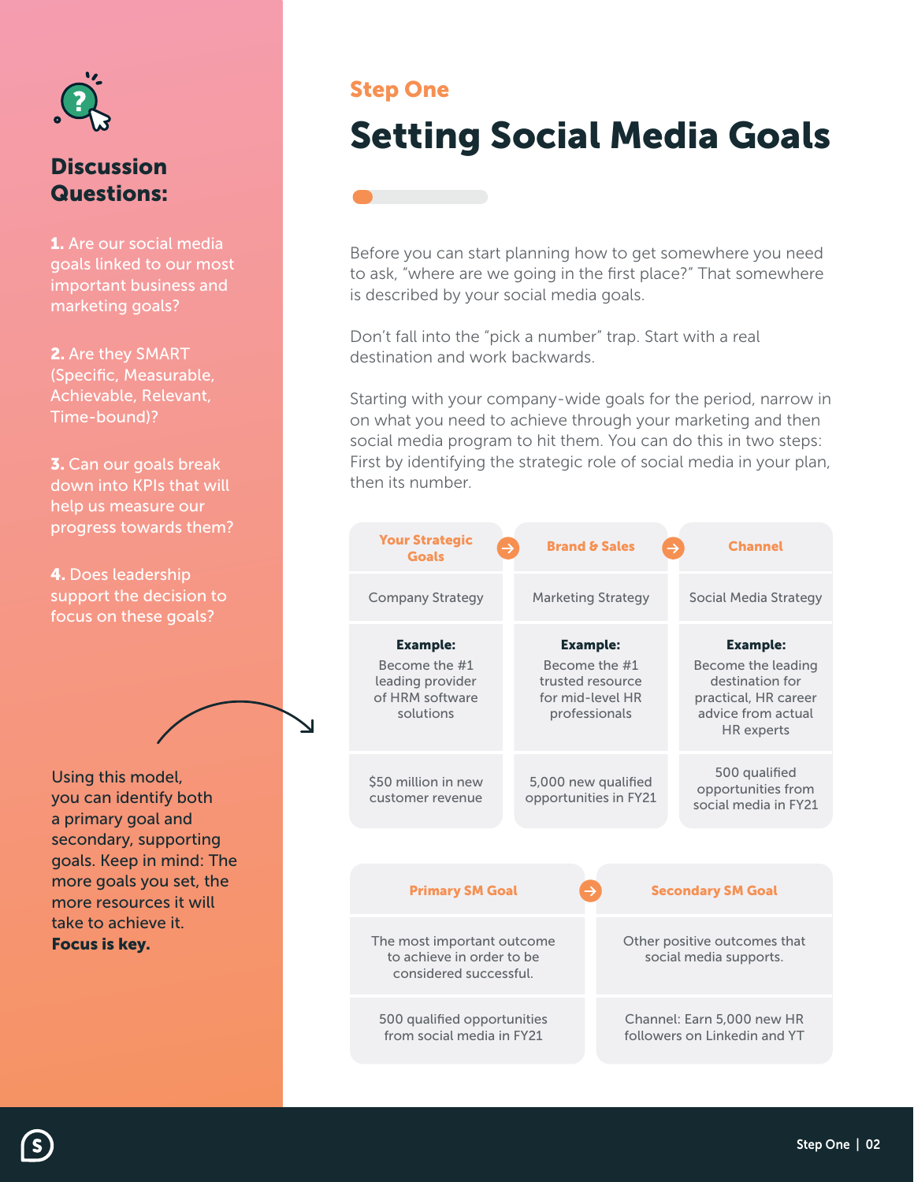## Step One

# Setting Social Media Goals

Before you can start planning how to get somewhere you need to ask, "where are we going in the first place?" That somewhere is described by your social media goals.

Don't fall into the "pick a number" trap. Start with a real destination and work backwards.

Starting with your company-wide goals for the period, narrow in on what you need to achieve through your marketing and then social media program to hit them. You can do this in two steps: First by identifying the strategic role of social media in your plan, then its number.

| Your Strategic Goals | Brand & Sales | Channel |
|---|---|---|
| Company Strategy | Marketing Strategy | Social Media Strategy |
| **Example:** Become the #1 leading provider of HRM software solutions | **Example:** Become the #1 trusted resource for mid-level HR professionals | **Example:** Become the leading destination for practical, HR career advice from actual HR experts |
| $50 million in new customer revenue | 5,000 new qualified opportunities in FY21 | 500 qualified opportunities from social media in FY21 |

| Primary SM Goal | Secondary SM Goal |
|---|---|
| The most important outcome to achieve in order to be considered successful. | Other positive outcomes that social media supports. |
| 500 qualified opportunities from social media in FY21 | Channel: Earn 5,000 new HR followers on Linkedin and YT |

### Discussion Questions:

**1.** Are our social media goals linked to our most important business and marketing goals?

**2.** Are they SMART (Specific, Measurable, Achievable, Relevant, Time-bound)?

**3.** Can our goals break down into KPIs that will help us measure our progress towards them?

**4.** Does leadership support the decision to focus on these goals?

Using this model, you can identify both a primary goal and secondary, supporting goals. Keep in mind: The more goals you set, the more resources it will take to achieve it. **Focus is key.**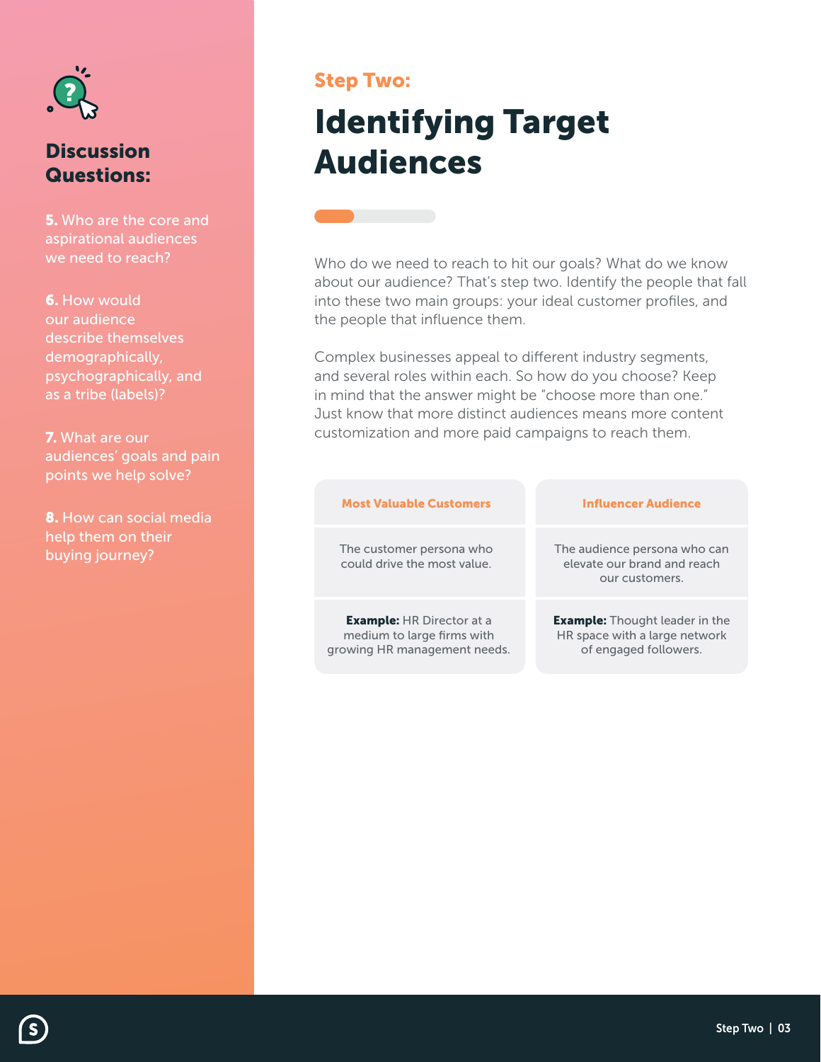## Step Two:

# Identifying Target Audiences

Who do we need to reach to hit our goals? What do we know about our audience? That's step two. Identify the people that fall into these two main groups: your ideal customer profiles, and the people that influence them.

Complex businesses appeal to different industry segments, and several roles within each. So how do you choose? Keep in mind that the answer might be "choose more than one." Just know that more distinct audiences means more content customization and more paid campaigns to reach them.

| Most Valuable Customers | Influencer Audience |
| --- | --- |
| The customer persona who could drive the most value. | The audience persona who can elevate our brand and reach our customers. |
| **Example:** HR Director at a medium to large firms with growing HR management needs. | **Example:** Thought leader in the HR space with a large network of engaged followers. |

### Discussion Questions:

**5.** Who are the core and aspirational audiences we need to reach?

**6.** How would our audience describe themselves demographically, psychographically, and as a tribe (labels)?

**7.** What are our audiences' goals and pain points we help solve?

**8.** How can social media help them on their buying journey?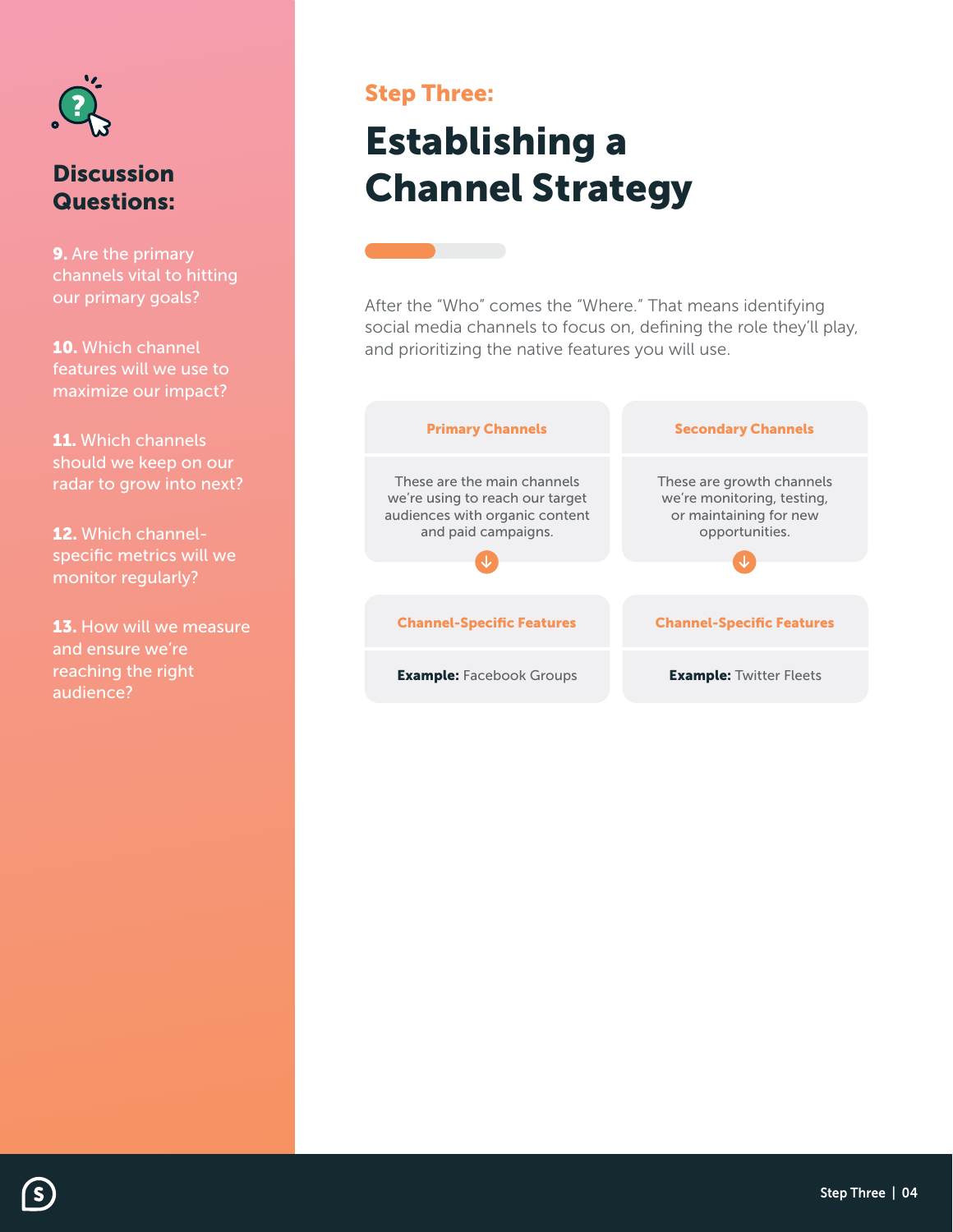## Discussion Questions:

**9.** Are the primary channels vital to hitting our primary goals?

**10.** Which channel features will we use to maximize our impact?

**11.** Which channels should we keep on our radar to grow into next?

**12.** Which channel-specific metrics will we monitor regularly?

**13.** How will we measure and ensure we're reaching the right audience?

## Step Three:

# Establishing a Channel Strategy

After the "Who" comes the "Where." That means identifying social media channels to focus on, defining the role they'll play, and prioritizing the native features you will use.

| Primary Channels | Secondary Channels |
| --- | --- |
| These are the main channels we're using to reach our target audiences with organic content and paid campaigns. | These are growth channels we're monitoring, testing, or maintaining for new opportunities. |
| **Channel-Specific Features** | **Channel-Specific Features** |
| **Example:** Facebook Groups | **Example:** Twitter Fleets |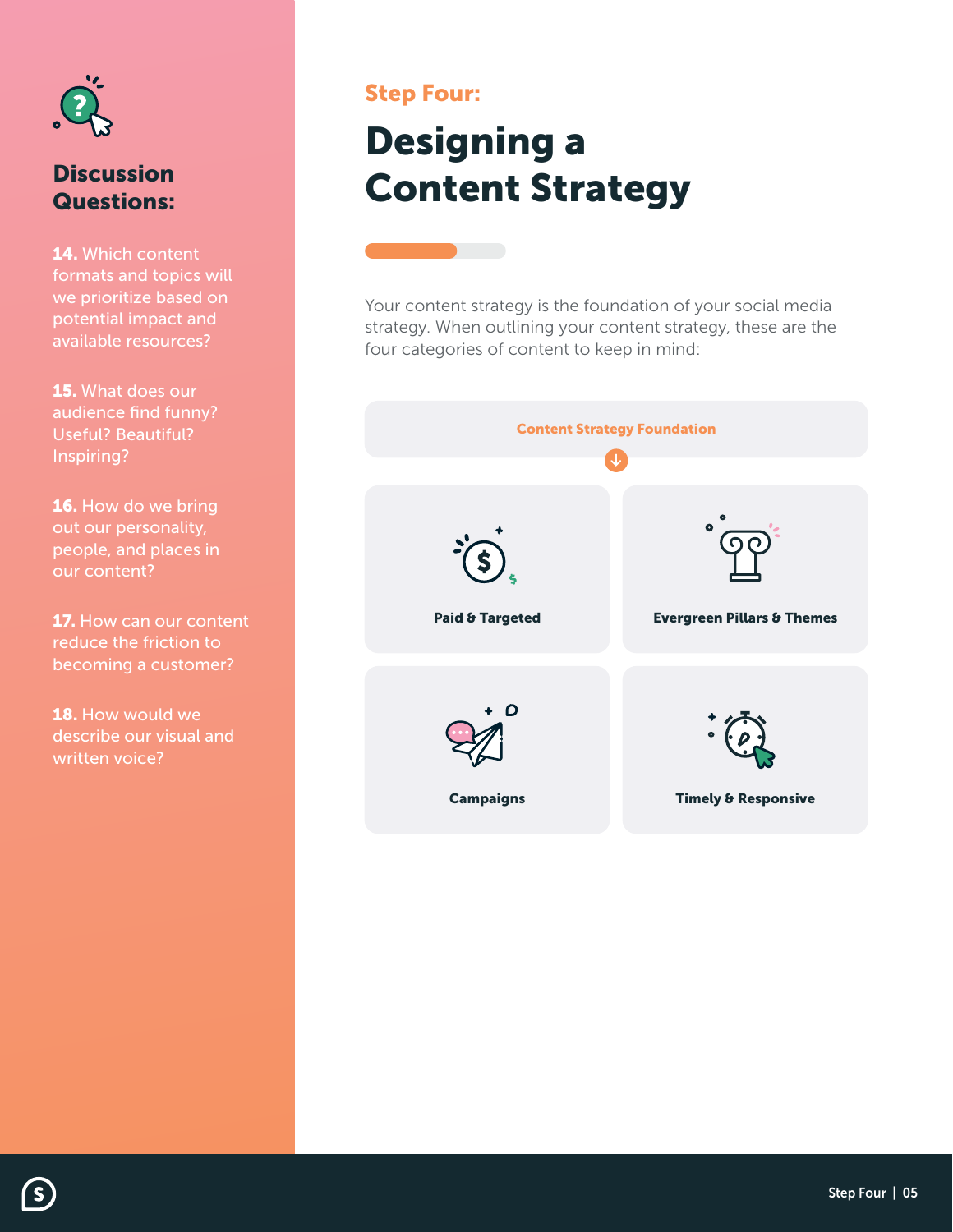## Discussion Questions:

**14.** Which content formats and topics will we prioritize based on potential impact and available resources?

**15.** What does our audience find funny? Useful? Beautiful? Inspiring?

**16.** How do we bring out our personality, people, and places in our content?

**17.** How can our content reduce the friction to becoming a customer?

**18.** How would we describe our visual and written voice?

### Step Four:

# Designing a Content Strategy

Your content strategy is the foundation of your social media strategy. When outlining your content strategy, these are the four categories of content to keep in mind:

**Content Strategy Foundation**

- **Paid & Targeted**
- **Evergreen Pillars & Themes**
- **Campaigns**
- **Timely & Responsive**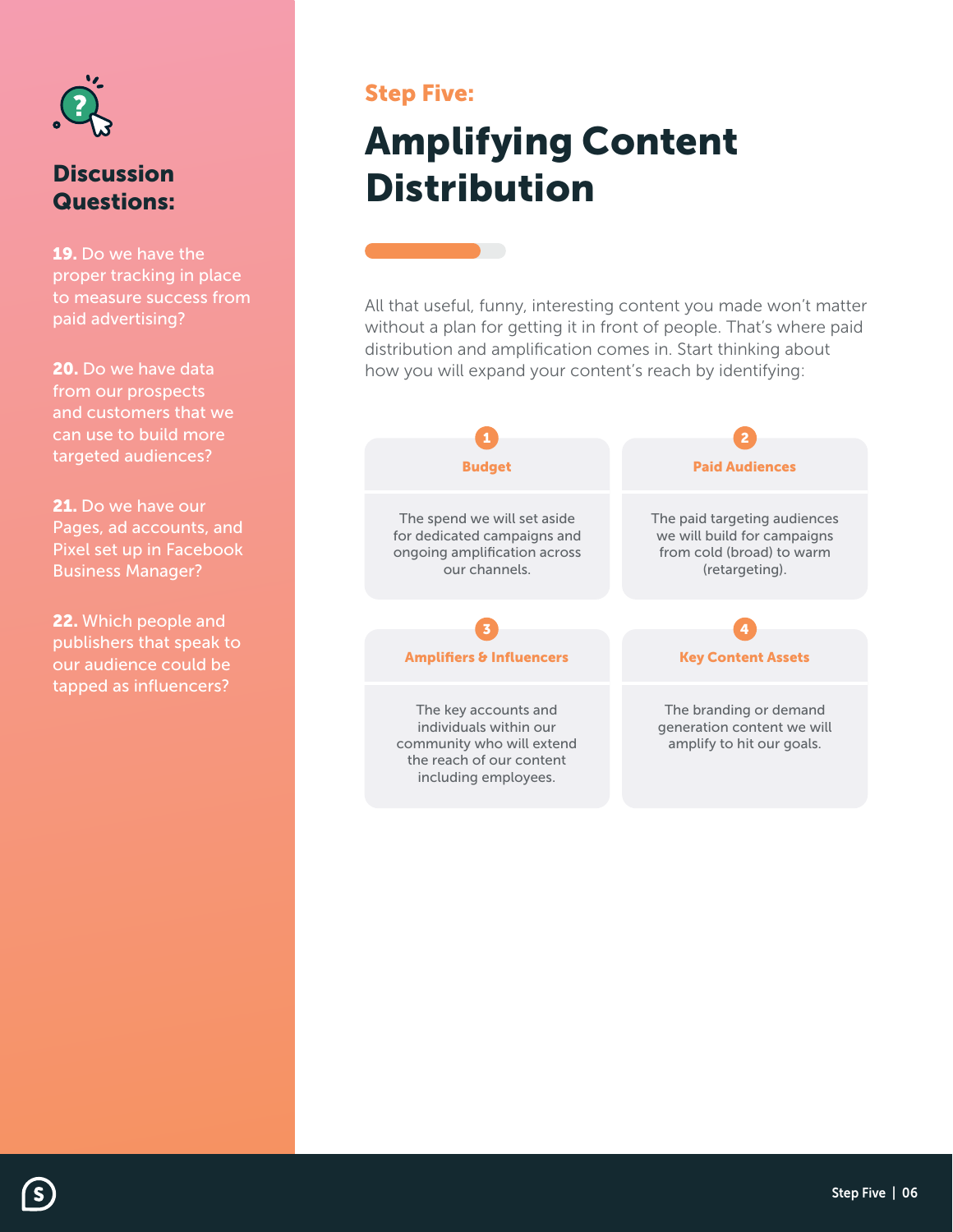## Discussion Questions:

**19.** Do we have the proper tracking in place to measure success from paid advertising?

**20.** Do we have data from our prospects and customers that we can use to build more targeted audiences?

**21.** Do we have our Pages, ad accounts, and Pixel set up in Facebook Business Manager?

**22.** Which people and publishers that speak to our audience could be tapped as influencers?

### Step Five:

# Amplifying Content Distribution

All that useful, funny, interesting content you made won't matter without a plan for getting it in front of people. That's where paid distribution and amplification comes in. Start thinking about how you will expand your content's reach by identifying:

**1. Budget**

The spend we will set aside for dedicated campaigns and ongoing amplification across our channels.

**2. Paid Audiences**

The paid targeting audiences we will build for campaigns from cold (broad) to warm (retargeting).

**3. Amplifiers & Influencers**

The key accounts and individuals within our community who will extend the reach of our content including employees.

**4. Key Content Assets**

The branding or demand generation content we will amplify to hit our goals.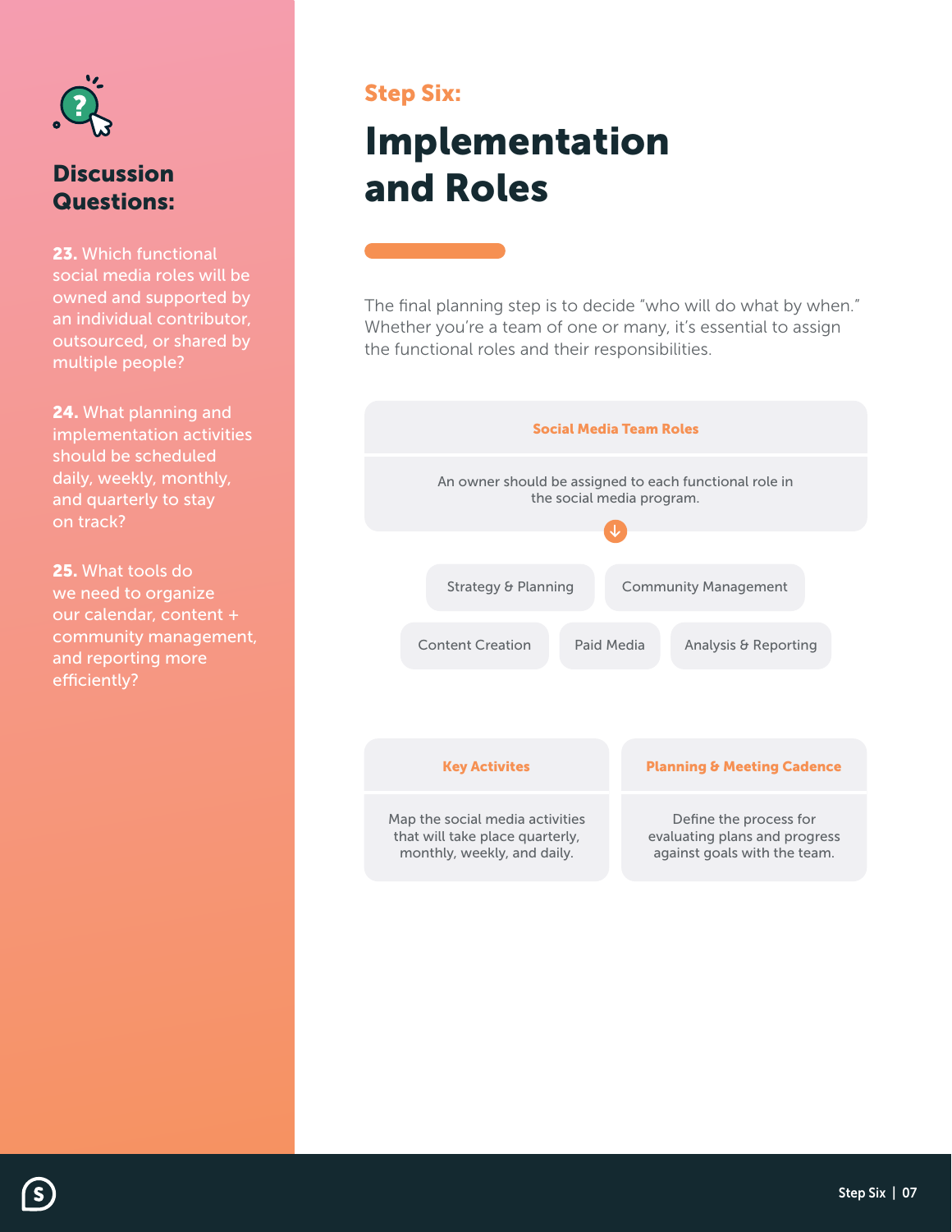## Discussion Questions:

**23.** Which functional social media roles will be owned and supported by an individual contributor, outsourced, or shared by multiple people?

**24.** What planning and implementation activities should be scheduled daily, weekly, monthly, and quarterly to stay on track?

**25.** What tools do we need to organize our calendar, content + community management, and reporting more efficiently?

## Step Six:

# Implementation and Roles

The final planning step is to decide "who will do what by when." Whether you're a team of one or many, it's essential to assign the functional roles and their responsibilities.

### Social Media Team Roles

An owner should be assigned to each functional role in the social media program.

- Strategy & Planning
- Community Management
- Content Creation
- Paid Media
- Analysis & Reporting

### Key Activites

Map the social media activities that will take place quarterly, monthly, weekly, and daily.

### Planning & Meeting Cadence

Define the process for evaluating plans and progress against goals with the team.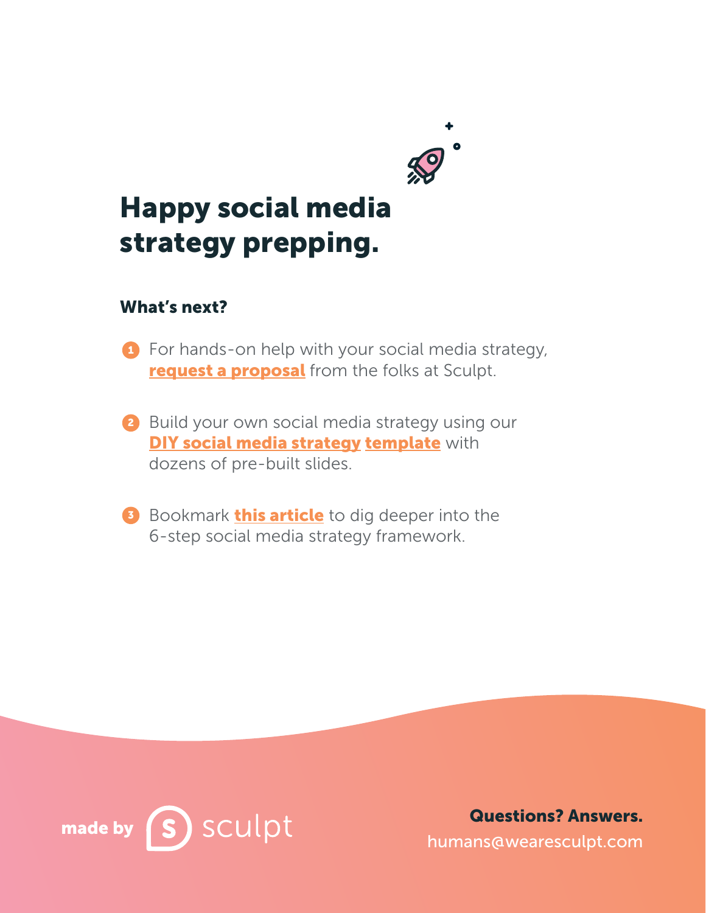# Happy social media strategy prepping.

### What's next?

1. For hands-on help with your social media strategy, **request a proposal** from the folks at Sculpt.

2. Build your own social media strategy using our **DIY social media strategy template** with dozens of pre-built slides.

3. Bookmark **this article** to dig deeper into the 6-step social media strategy framework.

**made by** sculpt

**Questions? Answers.**
humans@wearesculpt.com